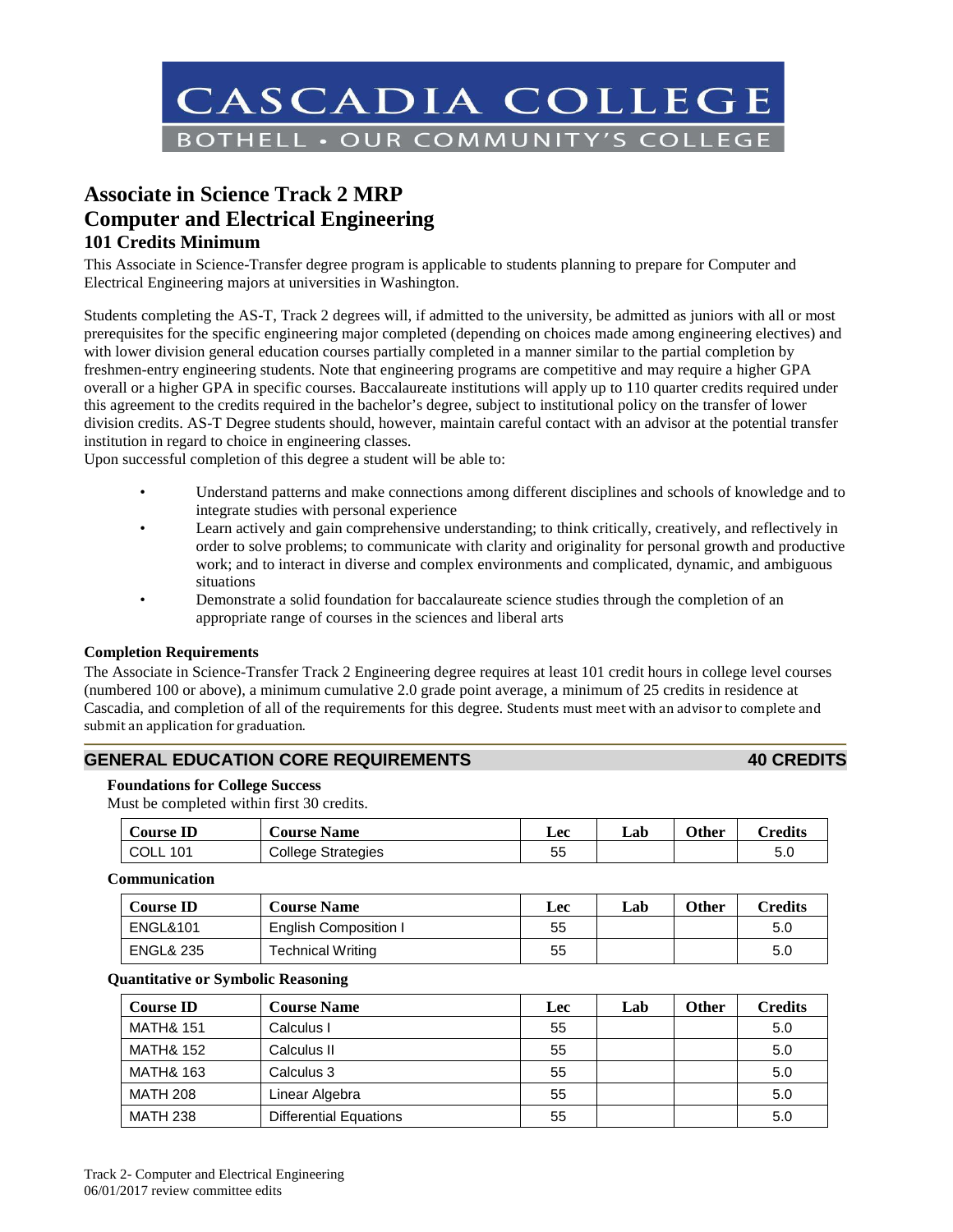# CASCADIA COLLEGE

BOTHELL • OUR COMMUNITY'S COLLEGE

# Associate in Science Track 2 MRP
# Computer and Electrical Engineering
## 101 Credits Minimum

This Associate in Science-Transfer degree program is applicable to students planning to prepare for Computer and Electrical Engineering majors at universities in Washington.

Students completing the AS-T, Track 2 degrees will, if admitted to the university, be admitted as juniors with all or most prerequisites for the specific engineering major completed (depending on choices made among engineering electives) and with lower division general education courses partially completed in a manner similar to the partial completion by freshmen-entry engineering students. Note that engineering programs are competitive and may require a higher GPA overall or a higher GPA in specific courses. Baccalaureate institutions will apply up to 110 quarter credits required under this agreement to the credits required in the bachelor's degree, subject to institutional policy on the transfer of lower division credits. AS-T Degree students should, however, maintain careful contact with an advisor at the potential transfer institution in regard to choice in engineering classes.

Upon successful completion of this degree a student will be able to:

- Understand patterns and make connections among different disciplines and schools of knowledge and to integrate studies with personal experience
- Learn actively and gain comprehensive understanding; to think critically, creatively, and reflectively in order to solve problems; to communicate with clarity and originality for personal growth and productive work; and to interact in diverse and complex environments and complicated, dynamic, and ambiguous situations
- Demonstrate a solid foundation for baccalaureate science studies through the completion of an appropriate range of courses in the sciences and liberal arts

### Completion Requirements

The Associate in Science-Transfer Track 2 Engineering degree requires at least 101 credit hours in college level courses (numbered 100 or above), a minimum cumulative 2.0 grade point average, a minimum of 25 credits in residence at Cascadia, and completion of all of the requirements for this degree. Students must meet with an advisor to complete and submit an application for graduation.

## GENERAL EDUCATION CORE REQUIREMENTS — 40 CREDITS

**Foundations for College Success**

Must be completed within first 30 credits.

| Course ID | Course Name | Lec | Lab | Other | Credits |
|---|---|---|---|---|---|
| COLL 101 | College Strategies | 55 | | | 5.0 |

**Communication**

| Course ID | Course Name | Lec | Lab | Other | Credits |
|---|---|---|---|---|---|
| ENGL&101 | English Composition I | 55 | | | 5.0 |
| ENGL& 235 | Technical Writing | 55 | | | 5.0 |

**Quantitative or Symbolic Reasoning**

| Course ID | Course Name | Lec | Lab | Other | Credits |
|---|---|---|---|---|---|
| MATH& 151 | Calculus I | 55 | | | 5.0 |
| MATH& 152 | Calculus II | 55 | | | 5.0 |
| MATH& 163 | Calculus 3 | 55 | | | 5.0 |
| MATH 208 | Linear Algebra | 55 | | | 5.0 |
| MATH 238 | Differential Equations | 55 | | | 5.0 |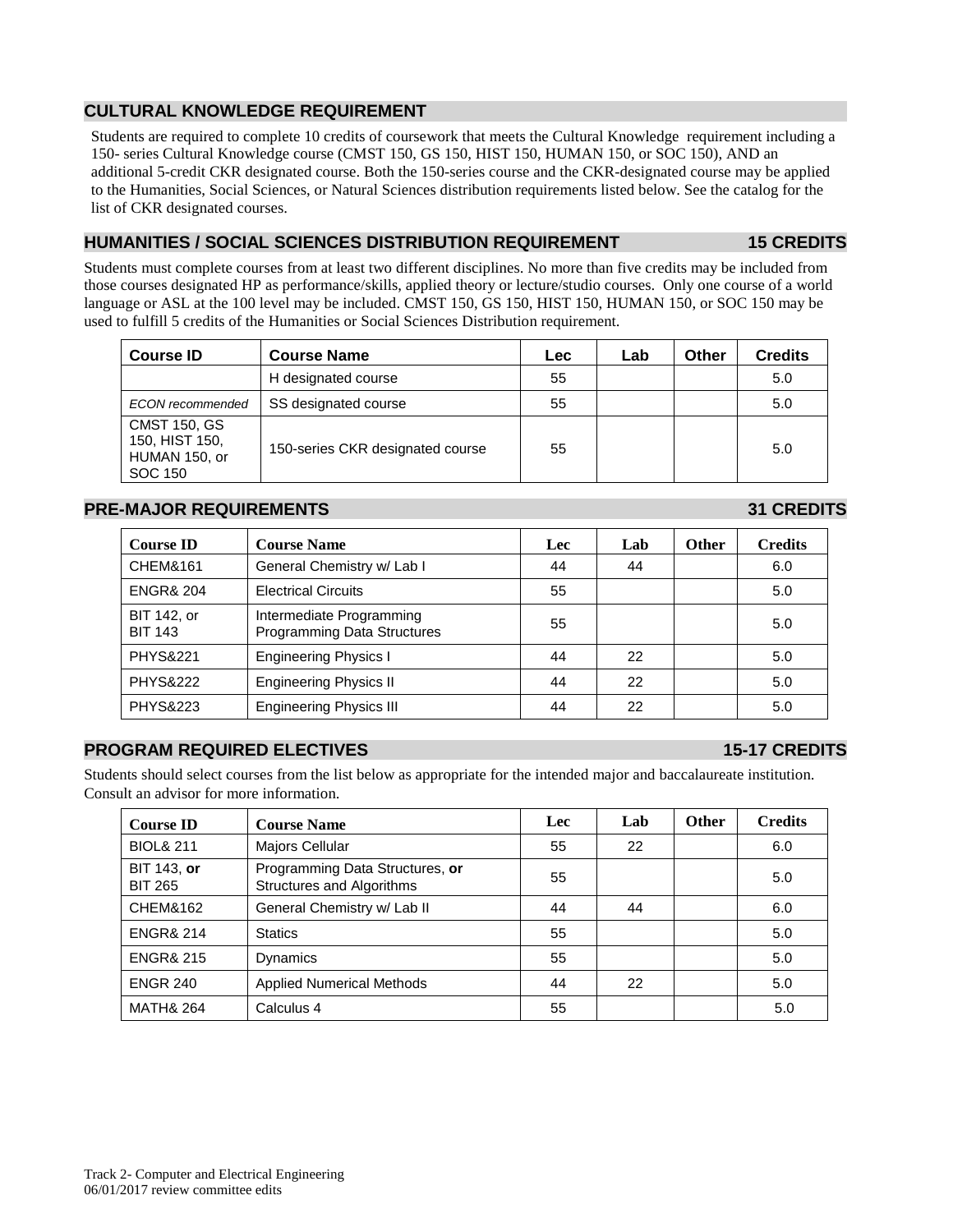## CULTURAL KNOWLEDGE REQUIREMENT

Students are required to complete 10 credits of coursework that meets the Cultural Knowledge requirement including a 150- series Cultural Knowledge course (CMST 150, GS 150, HIST 150, HUMAN 150, or SOC 150), AND an additional 5-credit CKR designated course. Both the 150-series course and the CKR-designated course may be applied to the Humanities, Social Sciences, or Natural Sciences distribution requirements listed below. See the catalog for the list of CKR designated courses.

## HUMANITIES / SOCIAL SCIENCES DISTRIBUTION REQUIREMENT — 15 CREDITS

Students must complete courses from at least two different disciplines. No more than five credits may be included from those courses designated HP as performance/skills, applied theory or lecture/studio courses. Only one course of a world language or ASL at the 100 level may be included. CMST 150, GS 150, HIST 150, HUMAN 150, or SOC 150 may be used to fulfill 5 credits of the Humanities or Social Sciences Distribution requirement.

| Course ID | Course Name | Lec | Lab | Other | Credits |
|---|---|---|---|---|---|
| | H designated course | 55 | | | 5.0 |
| *ECON recommended* | SS designated course | 55 | | | 5.0 |
| CMST 150, GS 150, HIST 150, HUMAN 150, or SOC 150 | 150-series CKR designated course | 55 | | | 5.0 |

## PRE-MAJOR REQUIREMENTS — 31 CREDITS

| Course ID | Course Name | Lec | Lab | Other | Credits |
|---|---|---|---|---|---|
| CHEM&161 | General Chemistry w/ Lab I | 44 | 44 | | 6.0 |
| ENGR& 204 | Electrical Circuits | 55 | | | 5.0 |
| BIT 142, or BIT 143 | Intermediate Programming Programming Data Structures | 55 | | | 5.0 |
| PHYS&221 | Engineering Physics I | 44 | 22 | | 5.0 |
| PHYS&222 | Engineering Physics II | 44 | 22 | | 5.0 |
| PHYS&223 | Engineering Physics III | 44 | 22 | | 5.0 |

## PROGRAM REQUIRED ELECTIVES — 15-17 CREDITS

Students should select courses from the list below as appropriate for the intended major and baccalaureate institution. Consult an advisor for more information.

| Course ID | Course Name | Lec | Lab | Other | Credits |
|---|---|---|---|---|---|
| BIOL& 211 | Majors Cellular | 55 | 22 | | 6.0 |
| BIT 143, **or** BIT 265 | Programming Data Structures, **or** Structures and Algorithms | 55 | | | 5.0 |
| CHEM&162 | General Chemistry w/ Lab II | 44 | 44 | | 6.0 |
| ENGR& 214 | Statics | 55 | | | 5.0 |
| ENGR& 215 | Dynamics | 55 | | | 5.0 |
| ENGR 240 | Applied Numerical Methods | 44 | 22 | | 5.0 |
| MATH& 264 | Calculus 4 | 55 | | | 5.0 |

Track 2- Computer and Electrical Engineering
06/01/2017 review committee edits